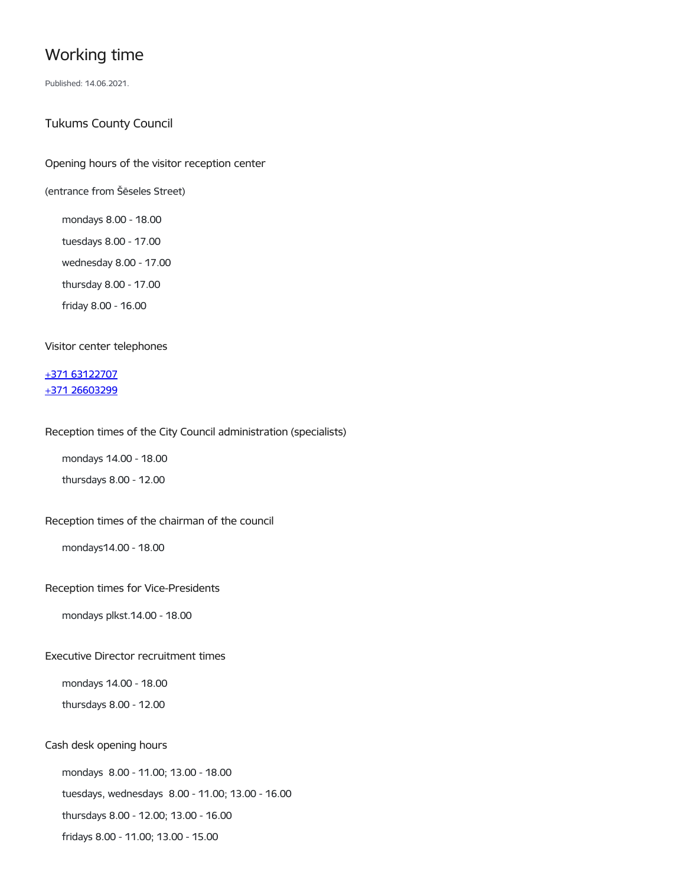# Working time

Published: 14.06.2021.

## Tukums County Council

### Opening hours of the visitor reception center

(entrance from Šēseles Street)

- mondays 8.00 - 18.00
- tuesdays 8.00 - 17.00
- wednesday 8.00 - 17.00
- thursday 8.00 - 17.00
- friday 8.00 - 16.00

### Visitor center telephones

[+371 63122707](tel:+37163122707)
[+371 26603299](tel:+37126603299)

### Reception times of the City Council administration (specialists)

- mondays 14.00 - 18.00
- thursdays 8.00 - 12.00

### Reception times of the chairman of the council

- mondays14.00 - 18.00

### Reception times for Vice-Presidents

- mondays plkst.14.00 - 18.00

### Executive Director recruitment times

- mondays 14.00 - 18.00
- thursdays 8.00 - 12.00

### Cash desk opening hours

- mondays 8.00 - 11.00; 13.00 - 18.00
- tuesdays, wednesdays 8.00 - 11.00; 13.00 - 16.00
- thursdays 8.00 - 12.00; 13.00 - 16.00
- fridays 8.00 - 11.00; 13.00 - 15.00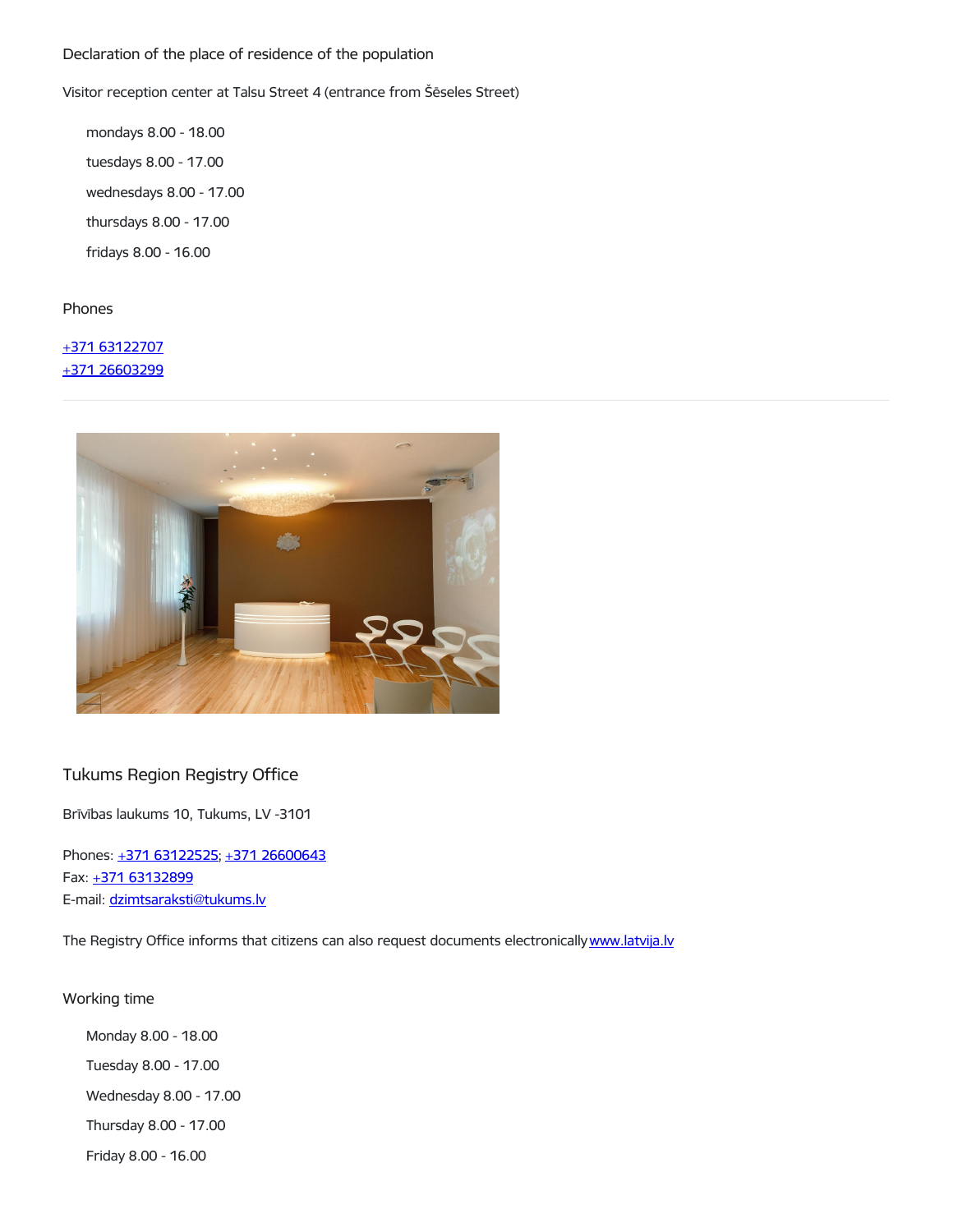Declaration of the place of residence of the population

Visitor reception center at Talsu Street 4 (entrance from Šēseles Street)

- mondays 8.00 - 18.00
- tuesdays 8.00 - 17.00
- wednesdays 8.00 - 17.00
- thursdays 8.00 - 17.00
- fridays 8.00 - 16.00

Phones

[+371 63122707](tel:+37163122707)
[+371 26603299](tel:+37126603299)

---

## Tukums Region Registry Office

Brīvības laukums 10, Tukums, LV -3101

Phones: [+371 63122525](tel:+37163122525); [+371 26600643](tel:+37126600643)
Fax: [+371 63132899](tel:+37163132899)
E-mail: [dzimtsaraksti@tukums.lv](mailto:dzimtsaraksti@tukums.lv)

The Registry Office informs that citizens can also request documents electronically [www.latvija.lv](http://www.latvija.lv)

Working time

- Monday 8.00 - 18.00
- Tuesday 8.00 - 17.00
- Wednesday 8.00 - 17.00
- Thursday 8.00 - 17.00
- Friday 8.00 - 16.00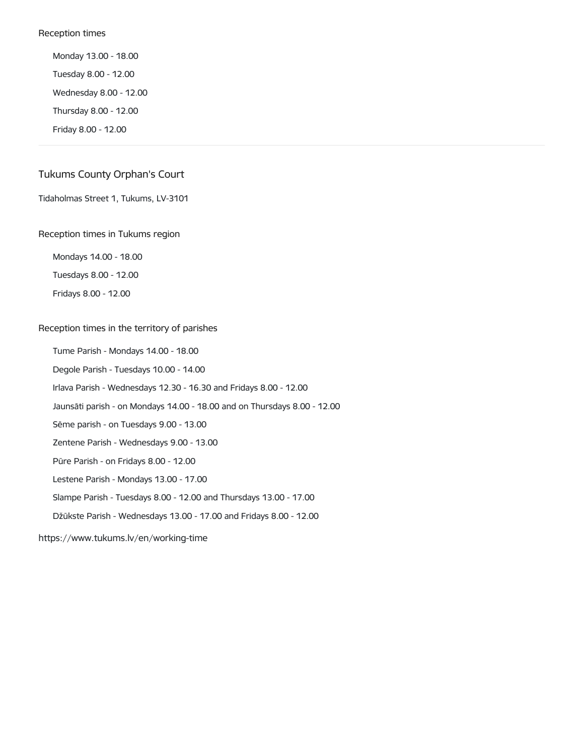Reception times

- Monday 13.00 - 18.00
- Tuesday 8.00 - 12.00
- Wednesday 8.00 - 12.00
- Thursday 8.00 - 12.00
- Friday 8.00 - 12.00

---

## Tukums County Orphan's Court

Tidaholmas Street 1, Tukums, LV-3101

Reception times in Tukums region

- Mondays 14.00 - 18.00
- Tuesdays 8.00 - 12.00
- Fridays 8.00 - 12.00

Reception times in the territory of parishes

- Tume Parish - Mondays 14.00 - 18.00
- Degole Parish - Tuesdays 10.00 - 14.00
- Irlava Parish - Wednesdays 12.30 - 16.30 and Fridays 8.00 - 12.00
- Jaunsāti parish - on Mondays 14.00 - 18.00 and on Thursdays 8.00 - 12.00
- Sēme parish - on Tuesdays 9.00 - 13.00
- Zentene Parish - Wednesdays 9.00 - 13.00
- Pūre Parish - on Fridays 8.00 - 12.00
- Lestene Parish - Mondays 13.00 - 17.00
- Slampe Parish - Tuesdays 8.00 - 12.00 and Thursdays 13.00 - 17.00
- Džūkste Parish - Wednesdays 13.00 - 17.00 and Fridays 8.00 - 12.00

https://www.tukums.lv/en/working-time